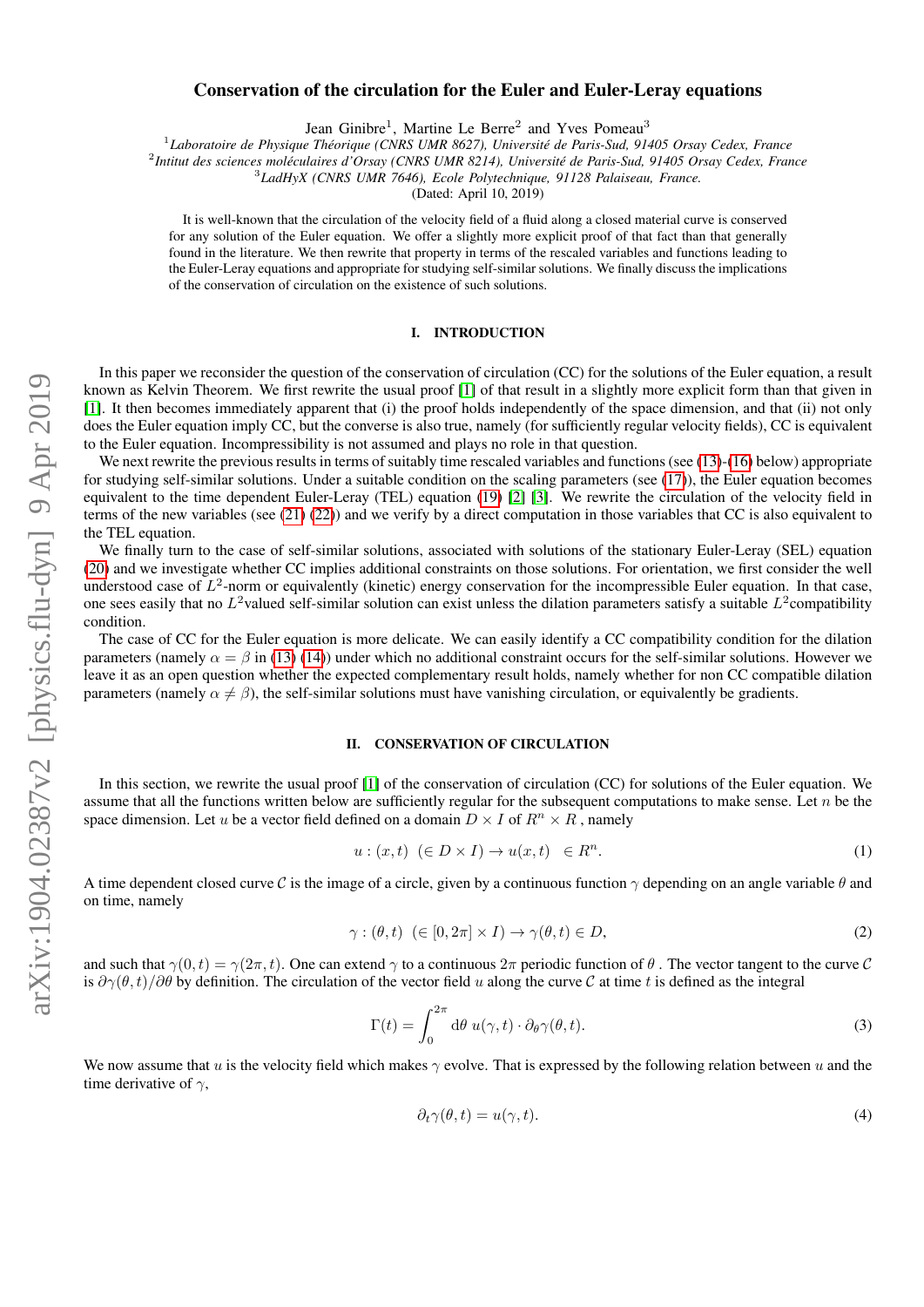# Conservation of the circulation for the Euler and Euler-Leray equations

Jean Ginibre[1], Martine Le Berre[2] and Yves Pomeau[3]

[1]*Laboratoire de Physique Théorique (CNRS UMR 8627), Université de Paris-Sud, 91405 Orsay Cedex, France*
[2]*Intitut des sciences moléculaires d'Orsay (CNRS UMR 8214), Université de Paris-Sud, 91405 Orsay Cedex, France*
[3]*LadHyX (CNRS UMR 7646), Ecole Polytechnique, 91128 Palaiseau, France.*

(Dated: April 10, 2019)

It is well-known that the circulation of the velocity field of a fluid along a closed material curve is conserved for any solution of the Euler equation. We offer a slightly more explicit proof of that fact than that generally found in the literature. We then rewrite that property in terms of the rescaled variables and functions leading to the Euler-Leray equations and appropriate for studying self-similar solutions. We finally discuss the implications of the conservation of circulation on the existence of such solutions.

## I. INTRODUCTION

In this paper we reconsider the question of the conservation of circulation (CC) for the solutions of the Euler equation, a result known as Kelvin Theorem. We first rewrite the usual proof [1] of that result in a slightly more explicit form than that given in [1]. It then becomes immediately apparent that (i) the proof holds independently of the space dimension, and that (ii) not only does the Euler equation imply CC, but the converse is also true, namely (for sufficiently regular velocity fields), CC is equivalent to the Euler equation. Incompressibility is not assumed and plays no role in that question.

We next rewrite the previous results in terms of suitably time rescaled variables and functions (see (13)-(16) below) appropriate for studying self-similar solutions. Under a suitable condition on the scaling parameters (see (17)), the Euler equation becomes equivalent to the time dependent Euler-Leray (TEL) equation (19) [2] [3]. We rewrite the circulation of the velocity field in terms of the new variables (see (21) (22)) and we verify by a direct computation in those variables that CC is also equivalent to the TEL equation.

We finally turn to the case of self-similar solutions, associated with solutions of the stationary Euler-Leray (SEL) equation (20) and we investigate whether CC implies additional constraints on those solutions. For orientation, we first consider the well understood case of $L^2$-norm or equivalently (kinetic) energy conservation for the incompressible Euler equation. In that case, one sees easily that no $L^2$valued self-similar solution can exist unless the dilation parameters satisfy a suitable $L^2$compatibility condition.

The case of CC for the Euler equation is more delicate. We can easily identify a CC compatibility condition for the dilation parameters (namely $\alpha = \beta$ in (13) (14)) under which no additional constraint occurs for the self-similar solutions. However we leave it as an open question whether the expected complementary result holds, namely whether for non CC compatible dilation parameters (namely $\alpha \neq \beta$), the self-similar solutions must have vanishing circulation, or equivalently be gradients.

## II. CONSERVATION OF CIRCULATION

In this section, we rewrite the usual proof [1] of the conservation of circulation (CC) for solutions of the Euler equation. We assume that all the functions written below are sufficiently regular for the subsequent computations to make sense. Let $n$ be the space dimension. Let $u$ be a vector field defined on a domain $D \times I$ of $R^n \times R$ , namely

$$u : (x, t) \ \ (\in D \times I) \to u(x, t) \ \ \in R^n. \tag{1}$$

A time dependent closed curve $\mathcal{C}$ is the image of a circle, given by a continuous function $\gamma$ depending on an angle variable $\theta$ and on time, namely

$$\gamma : (\theta, t) \ \ (\in [0, 2\pi] \times I) \to \gamma(\theta, t) \in D, \tag{2}$$

and such that $\gamma(0, t) = \gamma(2\pi, t)$. One can extend $\gamma$ to a continuous $2\pi$ periodic function of $\theta$ . The vector tangent to the curve $\mathcal{C}$ is $\partial\gamma(\theta, t)/\partial\theta$ by definition. The circulation of the vector field $u$ along the curve $\mathcal{C}$ at time $t$ is defined as the integral

$$\Gamma(t) = \int_0^{2\pi} \mathrm{d}\theta \ u(\gamma, t) \cdot \partial_\theta \gamma(\theta, t). \tag{3}$$

We now assume that $u$ is the velocity field which makes $\gamma$ evolve. That is expressed by the following relation between $u$ and the time derivative of $\gamma$,

$$\partial_t \gamma(\theta, t) = u(\gamma, t). \tag{4}$$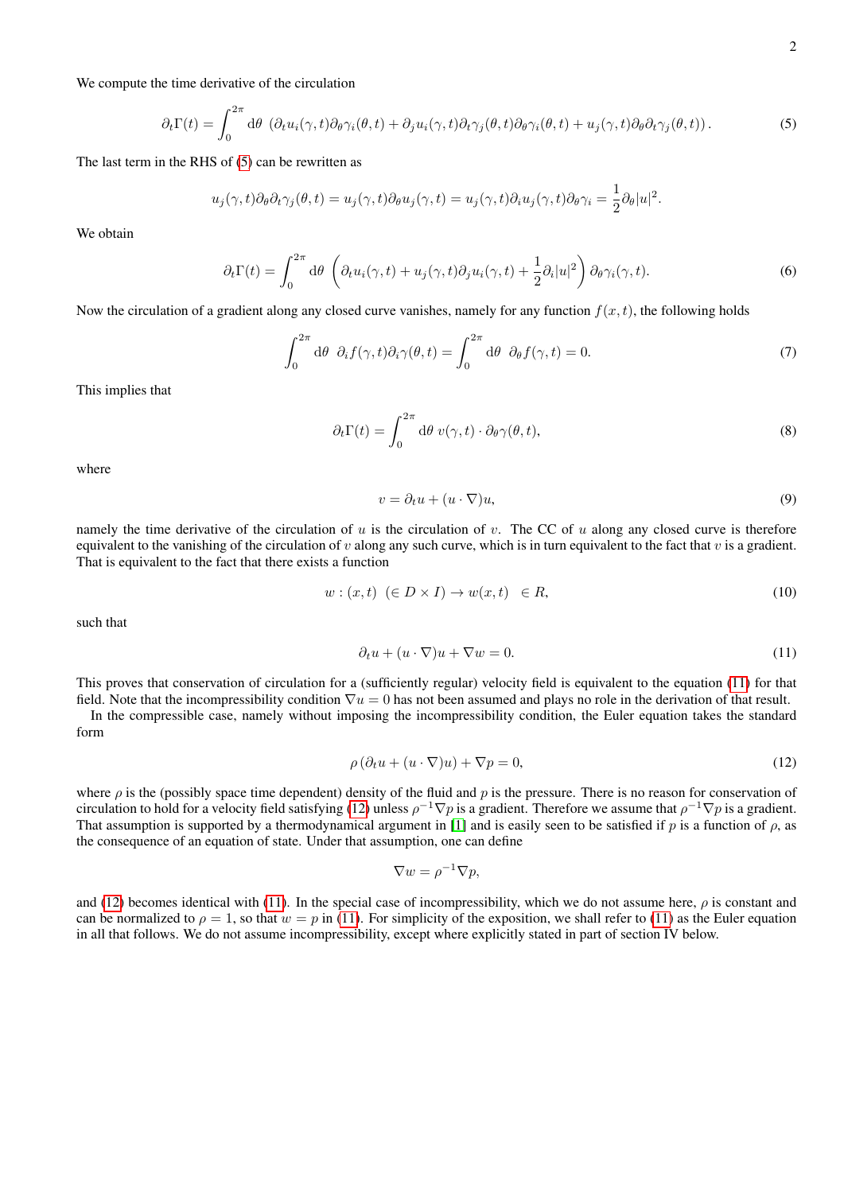We compute the time derivative of the circulation

$$\partial_t \Gamma(t) = \int_0^{2\pi} \mathrm{d}\theta \ \left(\partial_t u_i(\gamma,t)\partial_\theta \gamma_i(\theta,t) + \partial_j u_i(\gamma,t)\partial_t \gamma_j(\theta,t)\partial_\theta \gamma_i(\theta,t) + u_j(\gamma,t)\partial_\theta \partial_t \gamma_j(\theta,t)\right). \tag{5}$$

The last term in the RHS of (5) can be rewritten as

$$u_j(\gamma,t)\partial_\theta \partial_t \gamma_j(\theta,t) = u_j(\gamma,t)\partial_\theta u_j(\gamma,t) = u_j(\gamma,t)\partial_i u_j(\gamma,t)\partial_\theta \gamma_i = \frac{1}{2}\partial_\theta |u|^2.$$

We obtain

$$\partial_t \Gamma(t) = \int_0^{2\pi} \mathrm{d}\theta \ \left(\partial_t u_i(\gamma,t) + u_j(\gamma,t)\partial_j u_i(\gamma,t) + \frac{1}{2}\partial_i |u|^2\right)\partial_\theta \gamma_i(\gamma,t). \tag{6}$$

Now the circulation of a gradient along any closed curve vanishes, namely for any function $f(x,t)$, the following holds

$$\int_0^{2\pi} \mathrm{d}\theta \ \partial_i f(\gamma,t)\partial_i \gamma(\theta,t) = \int_0^{2\pi} \mathrm{d}\theta \ \partial_\theta f(\gamma,t) = 0. \tag{7}$$

This implies that

$$\partial_t \Gamma(t) = \int_0^{2\pi} \mathrm{d}\theta \ v(\gamma,t)\cdot \partial_\theta \gamma(\theta,t), \tag{8}$$

where

$$v = \partial_t u + (u\cdot\nabla)u, \tag{9}$$

namely the time derivative of the circulation of $u$ is the circulation of $v$. The CC of $u$ along any closed curve is therefore equivalent to the vanishing of the circulation of $v$ along any such curve, which is in turn equivalent to the fact that $v$ is a gradient. That is equivalent to the fact that there exists a function

$$w : (x,t) \ \ (\in D\times I) \to w(x,t) \ \ \in R, \tag{10}$$

such that

$$\partial_t u + (u\cdot\nabla)u + \nabla w = 0. \tag{11}$$

This proves that conservation of circulation for a (sufficiently regular) velocity field is equivalent to the equation (11) for that field. Note that the incompressibility condition $\nabla u = 0$ has not been assumed and plays no role in the derivation of that result.

In the compressible case, namely without imposing the incompressibility condition, the Euler equation takes the standard form

$$\rho\left(\partial_t u + (u\cdot\nabla)u\right) + \nabla p = 0, \tag{12}$$

where $\rho$ is the (possibly space time dependent) density of the fluid and $p$ is the pressure. There is no reason for conservation of circulation to hold for a velocity field satisfying (12) unless $\rho^{-1}\nabla p$ is a gradient. Therefore we assume that $\rho^{-1}\nabla p$ is a gradient. That assumption is supported by a thermodynamical argument in [1] and is easily seen to be satisfied if $p$ is a function of $\rho$, as the consequence of an equation of state. Under that assumption, one can define

$$\nabla w = \rho^{-1}\nabla p,$$

and (12) becomes identical with (11). In the special case of incompressibility, which we do not assume here, $\rho$ is constant and can be normalized to $\rho = 1$, so that $w = p$ in (11). For simplicity of the exposition, we shall refer to (11) as the Euler equation in all that follows. We do not assume incompressibility, except where explicitly stated in part of section IV below.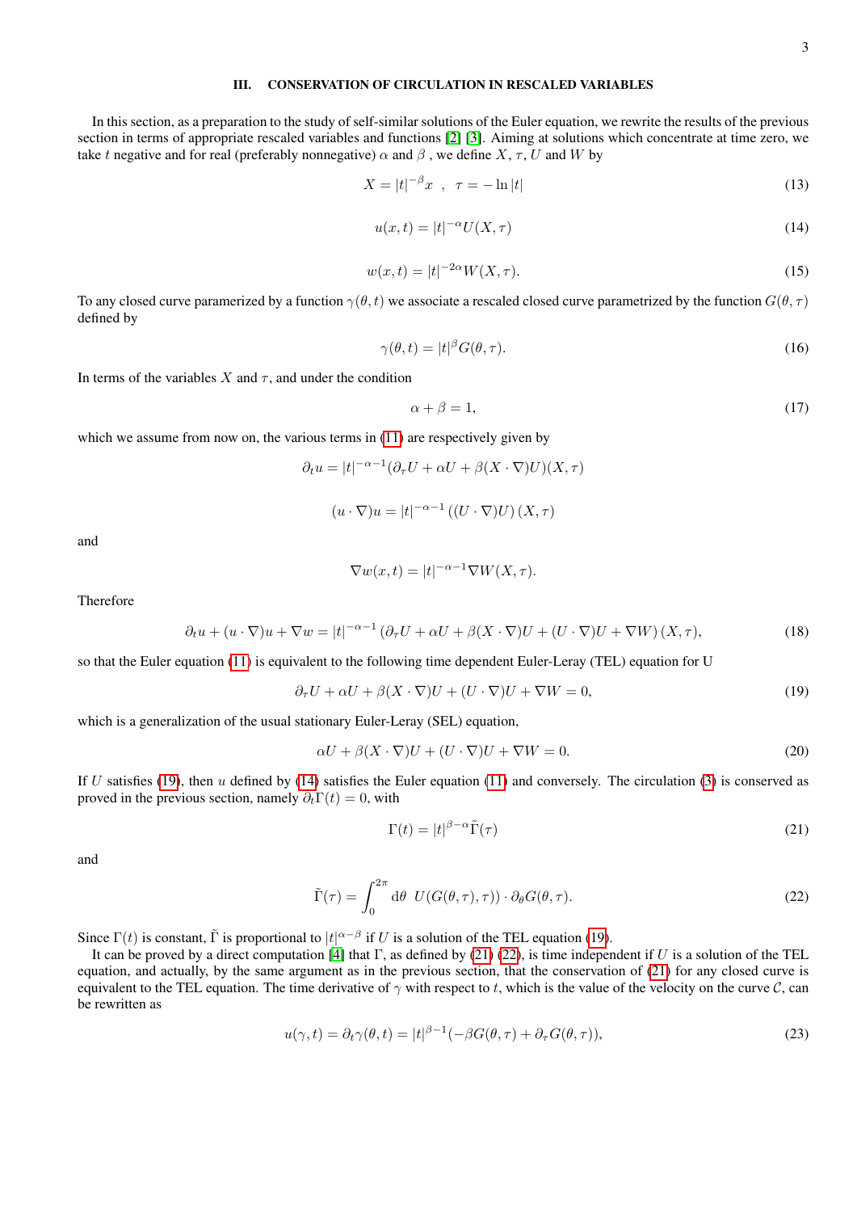## III. CONSERVATION OF CIRCULATION IN RESCALED VARIABLES

In this section, as a preparation to the study of self-similar solutions of the Euler equation, we rewrite the results of the previous section in terms of appropriate rescaled variables and functions [2] [3]. Aiming at solutions which concentrate at time zero, we take $t$ negative and for real (preferably nonnegative) $\alpha$ and $\beta$ , we define $X$, $\tau$, $U$ and $W$ by

$$X = |t|^{-\beta}x \quad , \quad \tau = -\ln|t| \tag{13}$$

$$u(x,t) = |t|^{-\alpha}U(X,\tau) \tag{14}$$

$$w(x,t) = |t|^{-2\alpha}W(X,\tau). \tag{15}$$

To any closed curve paramerized by a function $\gamma(\theta,t)$ we associate a rescaled closed curve parametrized by the function $G(\theta,\tau)$ defined by

$$\gamma(\theta,t) = |t|^{\beta}G(\theta,\tau). \tag{16}$$

In terms of the variables $X$ and $\tau$, and under the condition

$$\alpha + \beta = 1, \tag{17}$$

which we assume from now on, the various terms in (11) are respectively given by

$$\partial_t u = |t|^{-\alpha-1}(\partial_\tau U + \alpha U + \beta(X\cdot\nabla)U)(X,\tau)$$

$$(u\cdot\nabla)u = |t|^{-\alpha-1}\left((U\cdot\nabla)U\right)(X,\tau)$$

and

$$\nabla w(x,t) = |t|^{-\alpha-1}\nabla W(X,\tau).$$

Therefore

$$\partial_t u + (u\cdot\nabla)u + \nabla w = |t|^{-\alpha-1}\left(\partial_\tau U + \alpha U + \beta(X\cdot\nabla)U + (U\cdot\nabla)U + \nabla W\right)(X,\tau), \tag{18}$$

so that the Euler equation (11) is equivalent to the following time dependent Euler-Leray (TEL) equation for U

$$\partial_\tau U + \alpha U + \beta(X\cdot\nabla)U + (U\cdot\nabla)U + \nabla W = 0, \tag{19}$$

which is a generalization of the usual stationary Euler-Leray (SEL) equation,

$$\alpha U + \beta(X\cdot\nabla)U + (U\cdot\nabla)U + \nabla W = 0. \tag{20}$$

If $U$ satisfies (19), then $u$ defined by (14) satisfies the Euler equation (11) and conversely. The circulation (3) is conserved as proved in the previous section, namely $\partial_t\Gamma(t) = 0$, with

$$\Gamma(t) = |t|^{\beta-\alpha}\tilde{\Gamma}(\tau) \tag{21}$$

and

$$\tilde{\Gamma}(\tau) = \int_0^{2\pi} \mathrm{d}\theta \;\; U(G(\theta,\tau),\tau))\cdot\partial_\theta G(\theta,\tau). \tag{22}$$

Since $\Gamma(t)$ is constant, $\tilde{\Gamma}$ is proportional to $|t|^{\alpha-\beta}$ if $U$ is a solution of the TEL equation (19).

It can be proved by a direct computation [4] that $\Gamma$, as defined by (21) (22), is time independent if $U$ is a solution of the TEL equation, and actually, by the same argument as in the previous section, that the conservation of (21) for any closed curve is equivalent to the TEL equation. The time derivative of $\gamma$ with respect to $t$, which is the value of the velocity on the curve $\mathcal{C}$, can be rewritten as

$$u(\gamma,t) = \partial_t\gamma(\theta,t) = |t|^{\beta-1}(-\beta G(\theta,\tau) + \partial_\tau G(\theta,\tau)), \tag{23}$$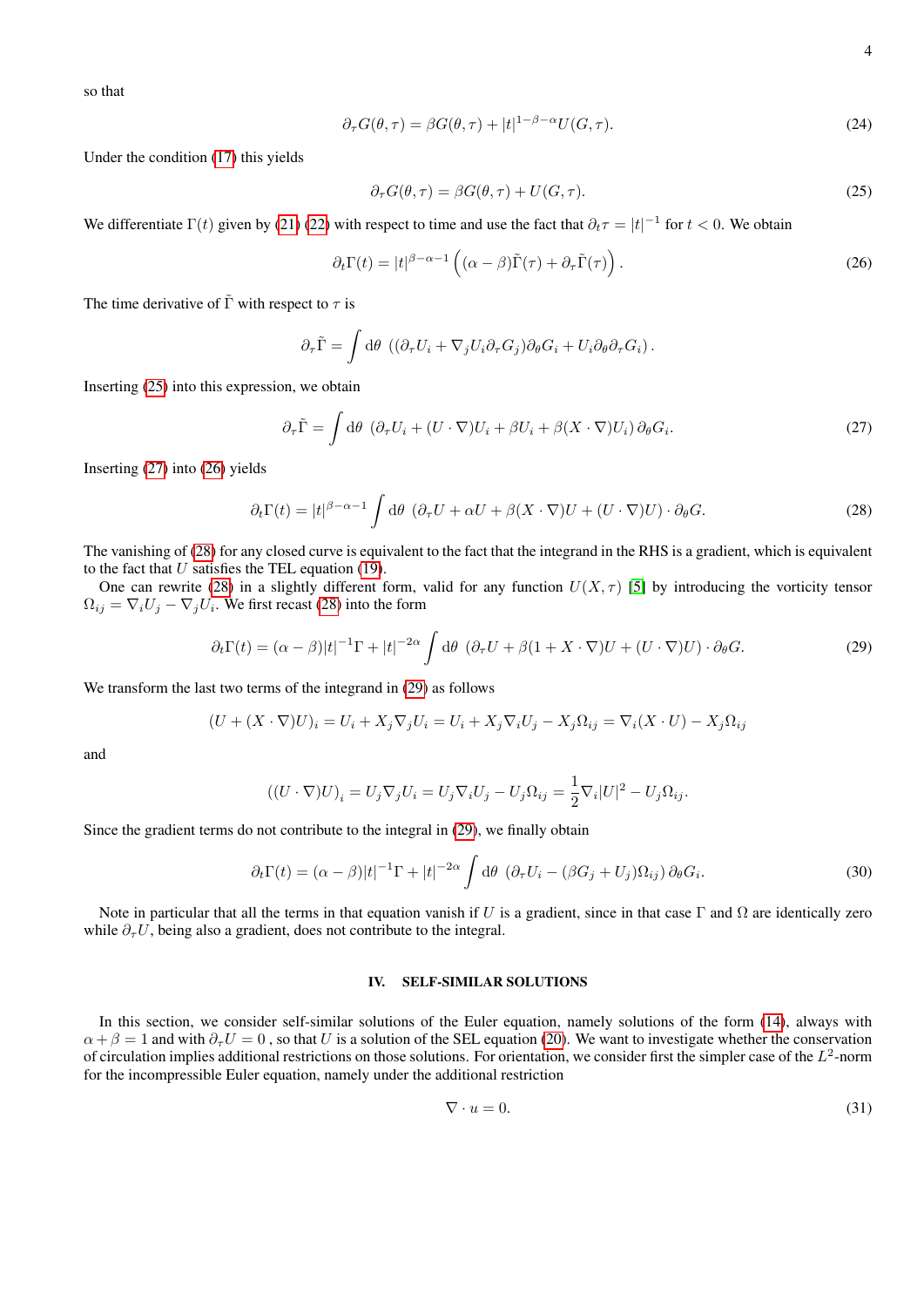so that

$$\partial_\tau G(\theta,\tau) = \beta G(\theta,\tau) + |t|^{1-\beta-\alpha} U(G,\tau). \tag{24}$$

Under the condition (17) this yields

$$\partial_\tau G(\theta,\tau) = \beta G(\theta,\tau) + U(G,\tau). \tag{25}$$

We differentiate $\Gamma(t)$ given by (21) (22) with respect to time and use the fact that $\partial_t \tau = |t|^{-1}$ for $t<0$. We obtain

$$\partial_t \Gamma(t) = |t|^{\beta-\alpha-1}\left((\alpha-\beta)\tilde\Gamma(\tau) + \partial_\tau \tilde\Gamma(\tau)\right). \tag{26}$$

The time derivative of $\tilde\Gamma$ with respect to $\tau$ is

$$\partial_\tau \tilde\Gamma = \int \mathrm{d}\theta \;\left((\partial_\tau U_i + \nabla_j U_i \partial_\tau G_j)\partial_\theta G_i + U_i \partial_\theta \partial_\tau G_i\right).$$

Inserting (25) into this expression, we obtain

$$\partial_\tau \tilde\Gamma = \int \mathrm{d}\theta \;\left(\partial_\tau U_i + (U\cdot\nabla)U_i + \beta U_i + \beta (X\cdot\nabla)U_i\right)\partial_\theta G_i. \tag{27}$$

Inserting (27) into (26) yields

$$\partial_t \Gamma(t) = |t|^{\beta-\alpha-1}\int \mathrm{d}\theta \;\left(\partial_\tau U + \alpha U + \beta (X\cdot\nabla)U + (U\cdot\nabla)U\right)\cdot\partial_\theta G. \tag{28}$$

The vanishing of (28) for any closed curve is equivalent to the fact that the integrand in the RHS is a gradient, which is equivalent to the fact that $U$ satisfies the TEL equation (19).

One can rewrite (28) in a slightly different form, valid for any function $U(X,\tau)$ [5] by introducing the vorticity tensor $\Omega_{ij} = \nabla_i U_j - \nabla_j U_i$. We first recast (28) into the form

$$\partial_t \Gamma(t) = (\alpha-\beta)|t|^{-1}\Gamma + |t|^{-2\alpha}\int \mathrm{d}\theta \;\left(\partial_\tau U + \beta(1 + X\cdot\nabla)U + (U\cdot\nabla)U\right)\cdot\partial_\theta G. \tag{29}$$

We transform the last two terms of the integrand in (29) as follows

$$(U + (X\cdot\nabla)U)_i = U_i + X_j\nabla_j U_i = U_i + X_j \nabla_i U_j - X_j\Omega_{ij} = \nabla_i (X\cdot U) - X_j \Omega_{ij}$$

and

$$((U\cdot\nabla)U)_i = U_j\nabla_j U_i = U_j\nabla_i U_j - U_j\Omega_{ij} = \frac{1}{2}\nabla_i |U|^2 - U_j\Omega_{ij}.$$

Since the gradient terms do not contribute to the integral in (29), we finally obtain

$$\partial_t \Gamma(t) = (\alpha-\beta)|t|^{-1}\Gamma + |t|^{-2\alpha}\int \mathrm{d}\theta \;\left(\partial_\tau U_i - (\beta G_j + U_j)\Omega_{ij}\right)\partial_\theta G_i. \tag{30}$$

Note in particular that all the terms in that equation vanish if $U$ is a gradient, since in that case $\Gamma$ and $\Omega$ are identically zero while $\partial_\tau U$, being also a gradient, does not contribute to the integral.

## IV. SELF-SIMILAR SOLUTIONS

In this section, we consider self-similar solutions of the Euler equation, namely solutions of the form (14), always with $\alpha+\beta=1$ and with $\partial_\tau U = 0$ , so that $U$ is a solution of the SEL equation (20). We want to investigate whether the conservation of circulation implies additional restrictions on those solutions. For orientation, we consider first the simpler case of the $L^2$-norm for the incompressible Euler equation, namely under the additional restriction

$$\nabla\cdot u = 0. \tag{31}$$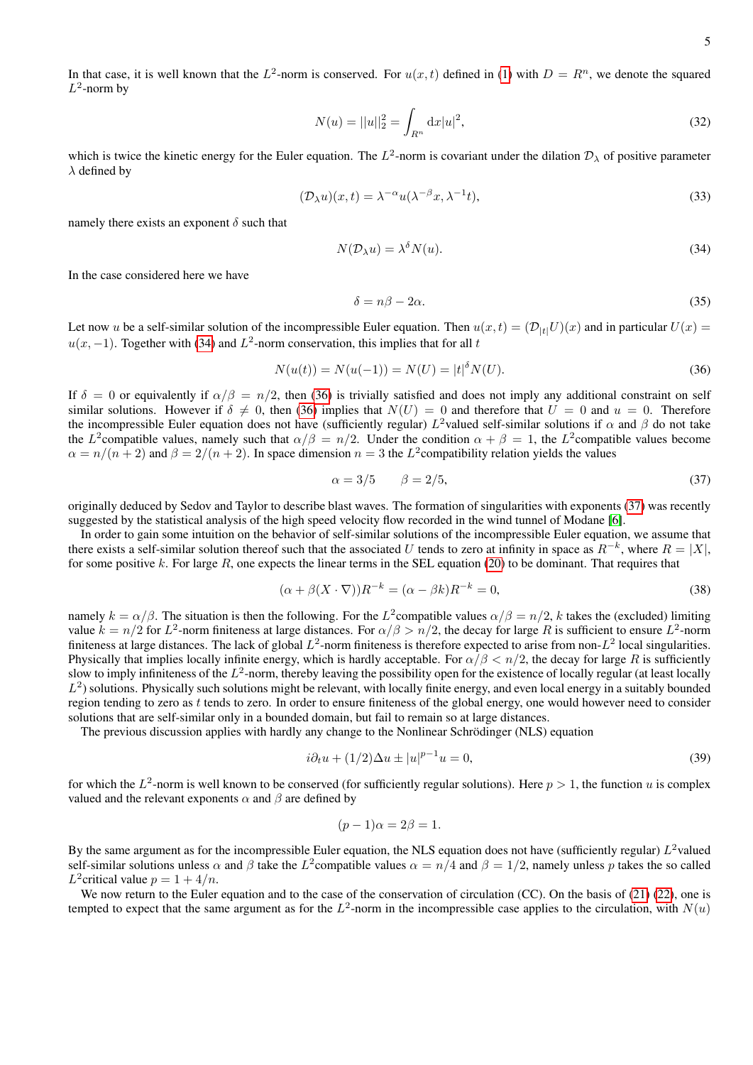In that case, it is well known that the $L^2$-norm is conserved. For $u(x,t)$ defined in (1) with $D = R^n$, we denote the squared $L^2$-norm by

$$N(u) = ||u||_2^2 = \int_{R^n} \mathrm{d}x |u|^2, \tag{32}$$

which is twice the kinetic energy for the Euler equation. The $L^2$-norm is covariant under the dilation $\mathcal{D}_\lambda$ of positive parameter $\lambda$ defined by

$$(\mathcal{D}_\lambda u)(x,t) = \lambda^{-\alpha} u(\lambda^{-\beta} x, \lambda^{-1} t), \tag{33}$$

namely there exists an exponent $\delta$ such that

$$N(\mathcal{D}_\lambda u) = \lambda^\delta N(u). \tag{34}$$

In the case considered here we have

$$\delta = n\beta - 2\alpha. \tag{35}$$

Let now $u$ be a self-similar solution of the incompressible Euler equation. Then $u(x,t) = (\mathcal{D}_{|t|} U)(x)$ and in particular $U(x) = u(x,-1)$. Together with (34) and $L^2$-norm conservation, this implies that for all $t$

$$N(u(t)) = N(u(-1)) = N(U) = |t|^\delta N(U). \tag{36}$$

If $\delta = 0$ or equivalently if $\alpha/\beta = n/2$, then (36) is trivially satisfied and does not imply any additional constraint on self similar solutions. However if $\delta \neq 0$, then (36) implies that $N(U) = 0$ and therefore that $U = 0$ and $u = 0$. Therefore the incompressible Euler equation does not have (sufficiently regular) $L^2$valued self-similar solutions if $\alpha$ and $\beta$ do not take the $L^2$compatible values, namely such that $\alpha/\beta = n/2$. Under the condition $\alpha + \beta = 1$, the $L^2$compatible values become $\alpha = n/(n+2)$ and $\beta = 2/(n+2)$. In space dimension $n = 3$ the $L^2$compatibility relation yields the values

$$\alpha = 3/5 \qquad \beta = 2/5, \tag{37}$$

originally deduced by Sedov and Taylor to describe blast waves. The formation of singularities with exponents (37) was recently suggested by the statistical analysis of the high speed velocity flow recorded in the wind tunnel of Modane [6].

In order to gain some intuition on the behavior of self-similar solutions of the incompressible Euler equation, we assume that there exists a self-similar solution thereof such that the associated $U$ tends to zero at infinity in space as $R^{-k}$, where $R = |X|$, for some positive $k$. For large $R$, one expects the linear terms in the SEL equation (20) to be dominant. That requires that

$$(\alpha + \beta(X \cdot \nabla))R^{-k} = (\alpha - \beta k)R^{-k} = 0, \tag{38}$$

namely $k = \alpha/\beta$. The situation is then the following. For the $L^2$compatible values $\alpha/\beta = n/2$, $k$ takes the (excluded) limiting value $k = n/2$ for $L^2$-norm finiteness at large distances. For $\alpha/\beta > n/2$, the decay for large $R$ is sufficient to ensure $L^2$-norm finiteness at large distances. The lack of global $L^2$-norm finiteness is therefore expected to arise from non-$L^2$ local singularities. Physically that implies locally infinite energy, which is hardly acceptable. For $\alpha/\beta < n/2$, the decay for large $R$ is sufficiently slow to imply infiniteness of the $L^2$-norm, thereby leaving the possibility open for the existence of locally regular (at least locally $L^2$) solutions. Physically such solutions might be relevant, with locally finite energy, and even local energy in a suitably bounded region tending to zero as $t$ tends to zero. In order to ensure finiteness of the global energy, one would however need to consider solutions that are self-similar only in a bounded domain, but fail to remain so at large distances.

The previous discussion applies with hardly any change to the Nonlinear Schrödinger (NLS) equation

$$i\partial_t u + (1/2)\Delta u \pm |u|^{p-1} u = 0, \tag{39}$$

for which the $L^2$-norm is well known to be conserved (for sufficiently regular solutions). Here $p > 1$, the function $u$ is complex valued and the relevant exponents $\alpha$ and $\beta$ are defined by

$$(p-1)\alpha = 2\beta = 1.$$

By the same argument as for the incompressible Euler equation, the NLS equation does not have (sufficiently regular) $L^2$valued self-similar solutions unless $\alpha$ and $\beta$ take the $L^2$compatible values $\alpha = n/4$ and $\beta = 1/2$, namely unless $p$ takes the so called $L^2$critical value $p = 1 + 4/n$.

We now return to the Euler equation and to the case of the conservation of circulation (CC). On the basis of (21) (22), one is tempted to expect that the same argument as for the $L^2$-norm in the incompressible case applies to the circulation, with $N(u)$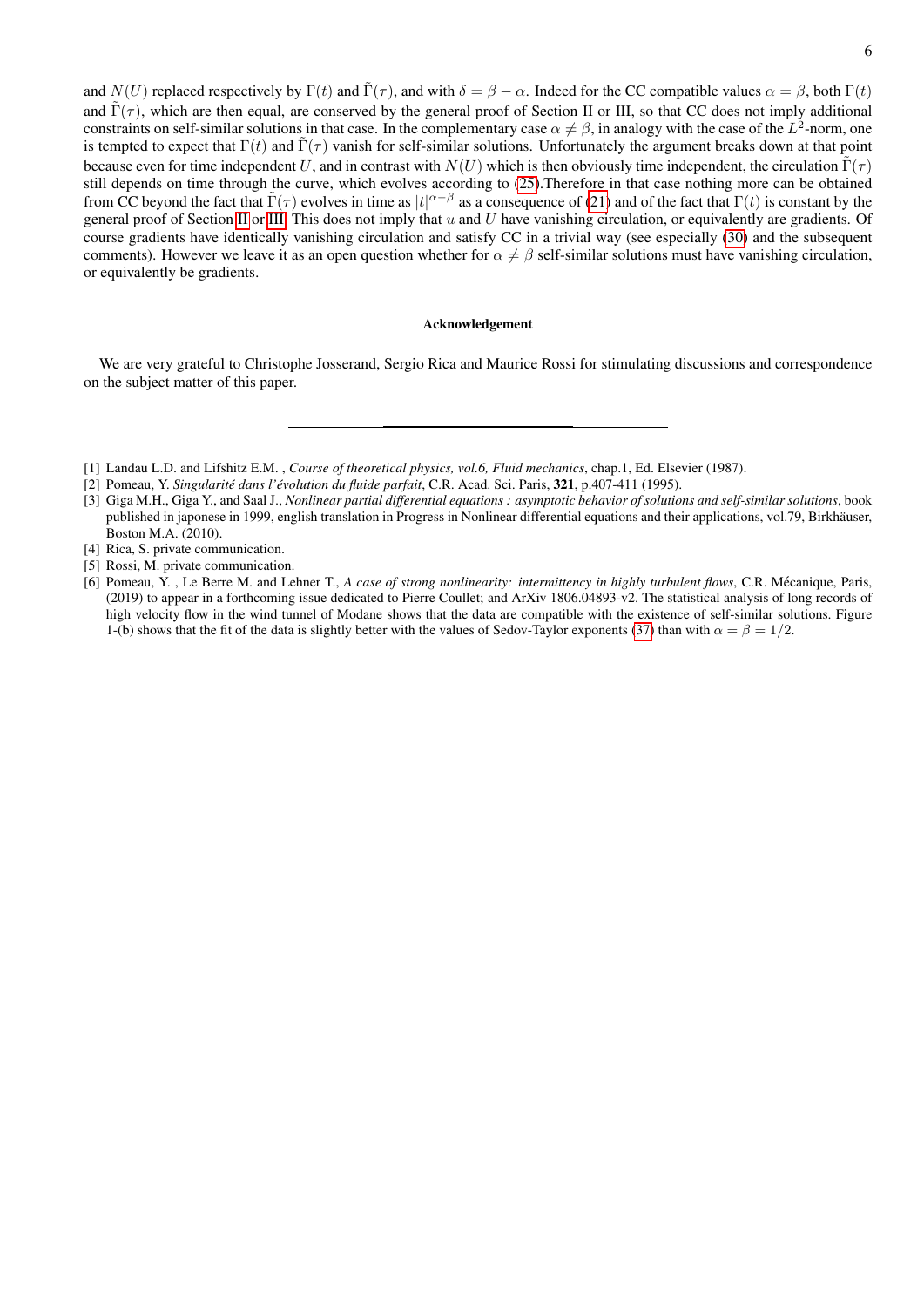and $N(U)$ replaced respectively by $\Gamma(t)$ and $\tilde{\Gamma}(\tau)$, and with $\delta = \beta - \alpha$. Indeed for the CC compatible values $\alpha = \beta$, both $\Gamma(t)$ and $\tilde{\Gamma}(\tau)$, which are then equal, are conserved by the general proof of Section II or III, so that CC does not imply additional constraints on self-similar solutions in that case. In the complementary case $\alpha \neq \beta$, in analogy with the case of the $L^2$-norm, one is tempted to expect that $\Gamma(t)$ and $\tilde{\Gamma}(\tau)$ vanish for self-similar solutions. Unfortunately the argument breaks down at that point because even for time independent $U$, and in contrast with $N(U)$ which is then obviously time independent, the circulation $\tilde{\Gamma}(\tau)$ still depends on time through the curve, which evolves according to (25).Therefore in that case nothing more can be obtained from CC beyond the fact that $\tilde{\Gamma}(\tau)$ evolves in time as $|t|^{\alpha-\beta}$ as a consequence of (21) and of the fact that $\Gamma(t)$ is constant by the general proof of Section II or III. This does not imply that $u$ and $U$ have vanishing circulation, or equivalently are gradients. Of course gradients have identically vanishing circulation and satisfy CC in a trivial way (see especially (30) and the subsequent comments). However we leave it as an open question whether for $\alpha \neq \beta$ self-similar solutions must have vanishing circulation, or equivalently be gradients.

### Acknowledgement

We are very grateful to Christophe Josserand, Sergio Rica and Maurice Rossi for stimulating discussions and correspondence on the subject matter of this paper.

---

[1] Landau L.D. and Lifshitz E.M. , *Course of theoretical physics, vol.6, Fluid mechanics*, chap.1, Ed. Elsevier (1987).

[2] Pomeau, Y. *Singularité dans l'évolution du fluide parfait*, C.R. Acad. Sci. Paris, **321**, p.407-411 (1995).

[3] Giga M.H., Giga Y., and Saal J., *Nonlinear partial differential equations : asymptotic behavior of solutions and self-similar solutions*, book published in japonese in 1999, english translation in Progress in Nonlinear differential equations and their applications, vol.79, Birkhäuser, Boston M.A. (2010).

[4] Rica, S. private communication.

[5] Rossi, M. private communication.

[6] Pomeau, Y. , Le Berre M. and Lehner T., *A case of strong nonlinearity: intermittency in highly turbulent flows*, C.R. Mécanique, Paris, (2019) to appear in a forthcoming issue dedicated to Pierre Coullet; and ArXiv 1806.04893-v2. The statistical analysis of long records of high velocity flow in the wind tunnel of Modane shows that the data are compatible with the existence of self-similar solutions. Figure 1-(b) shows that the fit of the data is slightly better with the values of Sedov-Taylor exponents (37) than with $\alpha = \beta = 1/2$.